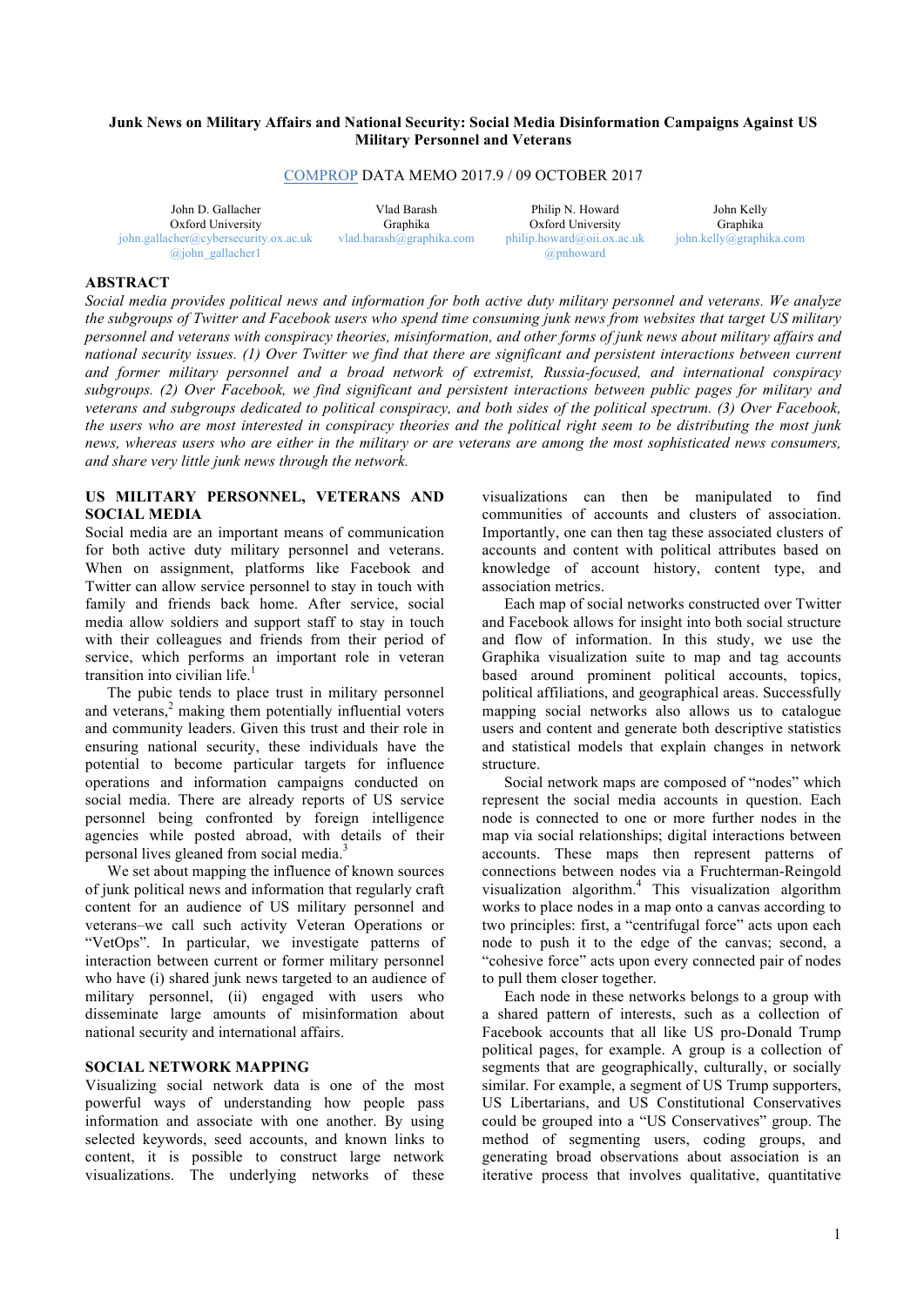# Junk News on Military Affairs and National Security: Social Media Disinformation Campaigns Against US Military Personnel and Veterans

COMPROP DATA MEMO 2017.9 / 09 OCTOBER 2017

| John D. Gallacher | Vlad Barash | Philip N. Howard | John Kelly |
|---|---|---|---|
| Oxford University | Graphika | Oxford University | Graphika |
| john.gallacher@cybersecurity.ox.ac.uk | vlad.barash@graphika.com | philip.howard@oii.ox.ac.uk | john.kelly@graphika.com |
| @john_gallacher1 | | @pnhoward | |

## ABSTRACT

*Social media provides political news and information for both active duty military personnel and veterans. We analyze the subgroups of Twitter and Facebook users who spend time consuming junk news from websites that target US military personnel and veterans with conspiracy theories, misinformation, and other forms of junk news about military affairs and national security issues. (1) Over Twitter we find that there are significant and persistent interactions between current and former military personnel and a broad network of extremist, Russia-focused, and international conspiracy subgroups. (2) Over Facebook, we find significant and persistent interactions between public pages for military and veterans and subgroups dedicated to political conspiracy, and both sides of the political spectrum. (3) Over Facebook, the users who are most interested in conspiracy theories and the political right seem to be distributing the most junk news, whereas users who are either in the military or are veterans are among the most sophisticated news consumers, and share very little junk news through the network.*

## US MILITARY PERSONNEL, VETERANS AND SOCIAL MEDIA

Social media are an important means of communication for both active duty military personnel and veterans. When on assignment, platforms like Facebook and Twitter can allow service personnel to stay in touch with family and friends back home. After service, social media allow soldiers and support staff to stay in touch with their colleagues and friends from their period of service, which performs an important role in veteran transition into civilian life.[1]

The pubic tends to place trust in military personnel and veterans,[2] making them potentially influential voters and community leaders. Given this trust and their role in ensuring national security, these individuals have the potential to become particular targets for influence operations and information campaigns conducted on social media. There are already reports of US service personnel being confronted by foreign intelligence agencies while posted abroad, with details of their personal lives gleaned from social media.[3]

We set about mapping the influence of known sources of junk political news and information that regularly craft content for an audience of US military personnel and veterans–we call such activity Veteran Operations or "VetOps". In particular, we investigate patterns of interaction between current or former military personnel who have (i) shared junk news targeted to an audience of military personnel, (ii) engaged with users who disseminate large amounts of misinformation about national security and international affairs.

## SOCIAL NETWORK MAPPING

Visualizing social network data is one of the most powerful ways of understanding how people pass information and associate with one another. By using selected keywords, seed accounts, and known links to content, it is possible to construct large network visualizations. The underlying networks of these visualizations can then be manipulated to find communities of accounts and clusters of association. Importantly, one can then tag these associated clusters of accounts and content with political attributes based on knowledge of account history, content type, and association metrics.

Each map of social networks constructed over Twitter and Facebook allows for insight into both social structure and flow of information. In this study, we use the Graphika visualization suite to map and tag accounts based around prominent political accounts, topics, political affiliations, and geographical areas. Successfully mapping social networks also allows us to catalogue users and content and generate both descriptive statistics and statistical models that explain changes in network structure.

Social network maps are composed of "nodes" which represent the social media accounts in question. Each node is connected to one or more further nodes in the map via social relationships; digital interactions between accounts. These maps then represent patterns of connections between nodes via a Fruchterman-Reingold visualization algorithm.[4] This visualization algorithm works to place nodes in a map onto a canvas according to two principles: first, a "centrifugal force" acts upon each node to push it to the edge of the canvas; second, a "cohesive force" acts upon every connected pair of nodes to pull them closer together.

Each node in these networks belongs to a group with a shared pattern of interests, such as a collection of Facebook accounts that all like US pro-Donald Trump political pages, for example. A group is a collection of segments that are geographically, culturally, or socially similar. For example, a segment of US Trump supporters, US Libertarians, and US Constitutional Conservatives could be grouped into a "US Conservatives" group. The method of segmenting users, coding groups, and generating broad observations about association is an iterative process that involves qualitative, quantitative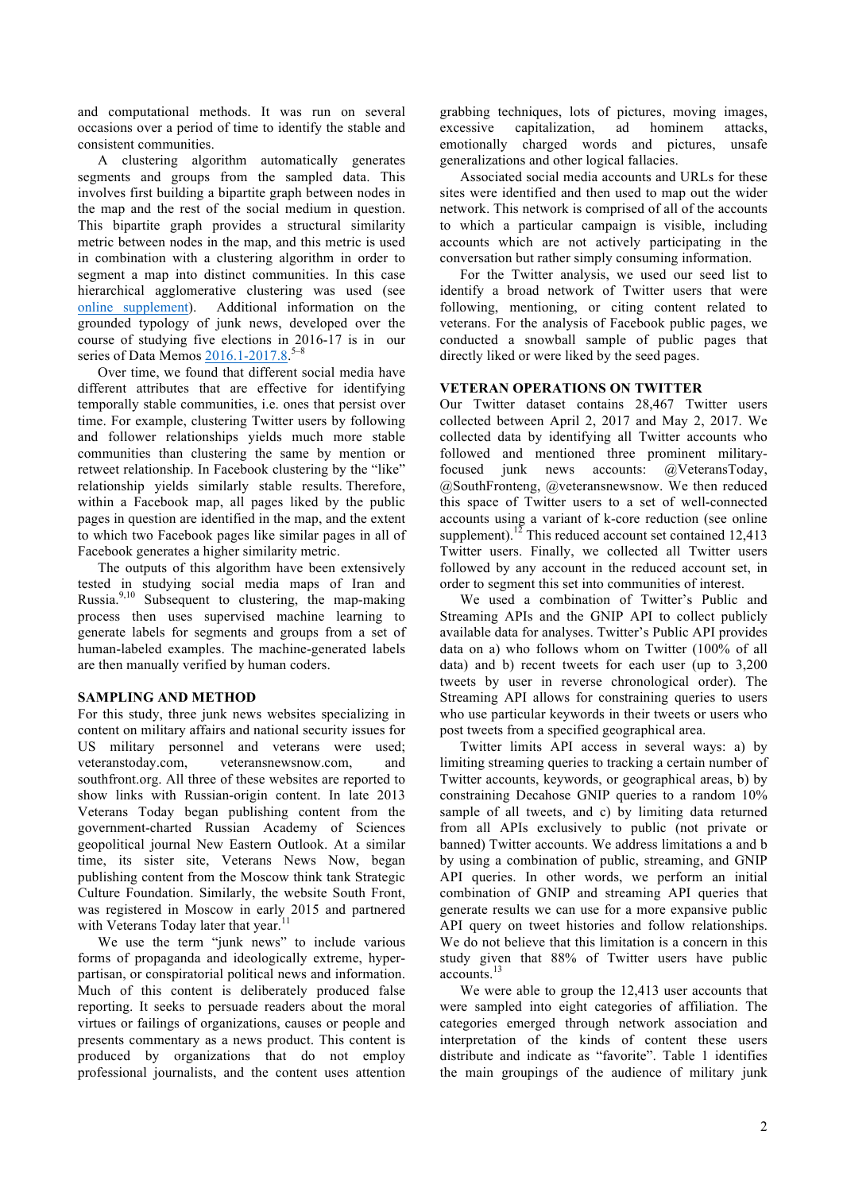and computational methods. It was run on several occasions over a period of time to identify the stable and consistent communities.

A clustering algorithm automatically generates segments and groups from the sampled data. This involves first building a bipartite graph between nodes in the map and the rest of the social medium in question. This bipartite graph provides a structural similarity metric between nodes in the map, and this metric is used in combination with a clustering algorithm in order to segment a map into distinct communities. In this case hierarchical agglomerative clustering was used (see online supplement). Additional information on the grounded typology of junk news, developed over the course of studying five elections in 2016-17 is in our series of Data Memos 2016.1-2017.8.[5–8]

Over time, we found that different social media have different attributes that are effective for identifying temporally stable communities, i.e. ones that persist over time. For example, clustering Twitter users by following and follower relationships yields much more stable communities than clustering the same by mention or retweet relationship. In Facebook clustering by the "like" relationship yields similarly stable results. Therefore, within a Facebook map, all pages liked by the public pages in question are identified in the map, and the extent to which two Facebook pages like similar pages in all of Facebook generates a higher similarity metric.

The outputs of this algorithm have been extensively tested in studying social media maps of Iran and Russia.[9,10] Subsequent to clustering, the map-making process then uses supervised machine learning to generate labels for segments and groups from a set of human-labeled examples. The machine-generated labels are then manually verified by human coders.

## SAMPLING AND METHOD

For this study, three junk news websites specializing in content on military affairs and national security issues for US military personnel and veterans were used; veteranstoday.com, veteransnewsnow.com, and southfront.org. All three of these websites are reported to show links with Russian-origin content. In late 2013 Veterans Today began publishing content from the government-charted Russian Academy of Sciences geopolitical journal New Eastern Outlook. At a similar time, its sister site, Veterans News Now, began publishing content from the Moscow think tank Strategic Culture Foundation. Similarly, the website South Front, was registered in Moscow in early 2015 and partnered with Veterans Today later that year.[11]

We use the term "junk news" to include various forms of propaganda and ideologically extreme, hyper-partisan, or conspiratorial political news and information. Much of this content is deliberately produced false reporting. It seeks to persuade readers about the moral virtues or failings of organizations, causes or people and presents commentary as a news product. This content is produced by organizations that do not employ professional journalists, and the content uses attention grabbing techniques, lots of pictures, moving images, excessive capitalization, ad hominem attacks, emotionally charged words and pictures, unsafe generalizations and other logical fallacies.

Associated social media accounts and URLs for these sites were identified and then used to map out the wider network. This network is comprised of all of the accounts to which a particular campaign is visible, including accounts which are not actively participating in the conversation but rather simply consuming information.

For the Twitter analysis, we used our seed list to identify a broad network of Twitter users that were following, mentioning, or citing content related to veterans. For the analysis of Facebook public pages, we conducted a snowball sample of public pages that directly liked or were liked by the seed pages.

## VETERAN OPERATIONS ON TWITTER

Our Twitter dataset contains 28,467 Twitter users collected between April 2, 2017 and May 2, 2017. We collected data by identifying all Twitter accounts who followed and mentioned three prominent military-focused junk news accounts: @VeteransToday, @SouthFronteng, @veteransnewsnow. We then reduced this space of Twitter users to a set of well-connected accounts using a variant of k-core reduction (see online supplement).[12] This reduced account set contained 12,413 Twitter users. Finally, we collected all Twitter users followed by any account in the reduced account set, in order to segment this set into communities of interest.

We used a combination of Twitter's Public and Streaming APIs and the GNIP API to collect publicly available data for analyses. Twitter's Public API provides data on a) who follows whom on Twitter (100% of all data) and b) recent tweets for each user (up to 3,200 tweets by user in reverse chronological order). The Streaming API allows for constraining queries to users who use particular keywords in their tweets or users who post tweets from a specified geographical area.

Twitter limits API access in several ways: a) by limiting streaming queries to tracking a certain number of Twitter accounts, keywords, or geographical areas, b) by constraining Decahose GNIP queries to a random 10% sample of all tweets, and c) by limiting data returned from all APIs exclusively to public (not private or banned) Twitter accounts. We address limitations a and b by using a combination of public, streaming, and GNIP API queries. In other words, we perform an initial combination of GNIP and streaming API queries that generate results we can use for a more expansive public API query on tweet histories and follow relationships. We do not believe that this limitation is a concern in this study given that 88% of Twitter users have public accounts.[13]

We were able to group the 12,413 user accounts that were sampled into eight categories of affiliation. The categories emerged through network association and interpretation of the kinds of content these users distribute and indicate as "favorite". Table 1 identifies the main groupings of the audience of military junk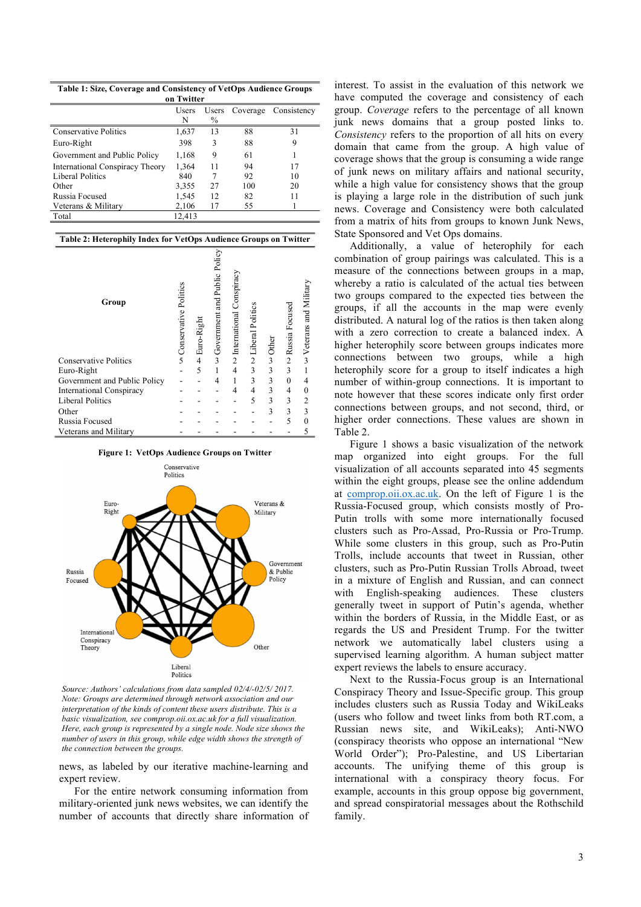**Table 1: Size, Coverage and Consistency of VetOps Audience Groups on Twitter**

| | Users N | Users % | Coverage | Consistency |
|---|---|---|---|---|
| Conservative Politics | 1,637 | 13 | 88 | 31 |
| Euro-Right | 398 | 3 | 88 | 9 |
| Government and Public Policy | 1,168 | 9 | 61 | 1 |
| International Conspiracy Theory | 1,364 | 11 | 94 | 17 |
| Liberal Politics | 840 | 7 | 92 | 10 |
| Other | 3,355 | 27 | 100 | 20 |
| Russia Focused | 1,545 | 12 | 82 | 11 |
| Veterans & Military | 2,106 | 17 | 55 | 1 |
| Total | 12,413 | | | |

**Table 2: Heterophily Index for VetOps Audience Groups on Twitter**

| Group | Conservative Politics | Euro-Right | Government and Public Policy | International Conspiracy | Liberal Politics | Other | Russia Focused | Veterans and Military |
|---|---|---|---|---|---|---|---|---|
| Conservative Politics | 5 | 4 | 3 | 2 | 2 | 3 | 2 | 3 |
| Euro-Right | - | 5 | 1 | 4 | 3 | 3 | 3 | 1 |
| Government and Public Policy | - | - | 4 | 1 | 3 | 3 | 0 | 4 |
| International Conspiracy | - | - | - | 4 | 4 | 3 | 4 | 0 |
| Liberal Politics | - | - | - | - | 5 | 3 | 3 | 2 |
| Other | - | - | - | - | - | 3 | 3 | 3 |
| Russia Focused | - | - | - | - | - | - | 5 | 0 |
| Veterans and Military | - | - | - | - | - | - | - | 5 |

**Figure 1: VetOps Audience Groups on Twitter**

*Source: Authors' calculations from data sampled 02/4/-02/5/ 2017. Note: Groups are determined through network association and our interpretation of the kinds of content these users distribute. This is a basic visualization, see comprop.oii.ox.ac.uk for a full visualization. Here, each group is represented by a single node. Node size shows the number of users in this group, while edge width shows the strength of the connection between the groups.*

news, as labeled by our iterative machine-learning and expert review.

For the entire network consuming information from military-oriented junk news websites, we can identify the number of accounts that directly share information of interest. To assist in the evaluation of this network we have computed the coverage and consistency of each group. *Coverage* refers to the percentage of all known junk news domains that a group posted links to. *Consistency* refers to the proportion of all hits on every domain that came from the group. A high value of coverage shows that the group is consuming a wide range of junk news on military affairs and national security, while a high value for consistency shows that the group is playing a large role in the distribution of such junk news. Coverage and Consistency were both calculated from a matrix of hits from groups to known Junk News, State Sponsored and Vet Ops domains.

Additionally, a value of heterophily for each combination of group pairings was calculated. This is a measure of the connections between groups in a map, whereby a ratio is calculated of the actual ties between two groups compared to the expected ties between the groups, if all the accounts in the map were evenly distributed. A natural log of the ratios is then taken along with a zero correction to create a balanced index. A higher heterophily score between groups indicates more connections between two groups, while a high heterophily score for a group to itself indicates a high number of within-group connections. It is important to note however that these scores indicate only first order connections between groups, and not second, third, or higher order connections. These values are shown in Table 2.

Figure 1 shows a basic visualization of the network map organized into eight groups. For the full visualization of all accounts separated into 45 segments within the eight groups, please see the online addendum at comprop.oii.ox.ac.uk. On the left of Figure 1 is the Russia-Focused group, which consists mostly of Pro-Putin trolls with some more internationally focused clusters such as Pro-Assad, Pro-Russia or Pro-Trump. While some clusters in this group, such as Pro-Putin Trolls, include accounts that tweet in Russian, other clusters, such as Pro-Putin Russian Trolls Abroad, tweet in a mixture of English and Russian, and can connect with English-speaking audiences. These clusters generally tweet in support of Putin's agenda, whether within the borders of Russia, in the Middle East, or as regards the US and President Trump. For the twitter network we automatically label clusters using a supervised learning algorithm. A human subject matter expert reviews the labels to ensure accuracy.

Next to the Russia-Focus group is an International Conspiracy Theory and Issue-Specific group. This group includes clusters such as Russia Today and WikiLeaks (users who follow and tweet links from both RT.com, a Russian news site, and WikiLeaks); Anti-NWO (conspiracy theorists who oppose an international "New World Order"); Pro-Palestine, and US Libertarian accounts. The unifying theme of this group is international with a conspiracy theory focus. For example, accounts in this group oppose big government, and spread conspiratorial messages about the Rothschild family.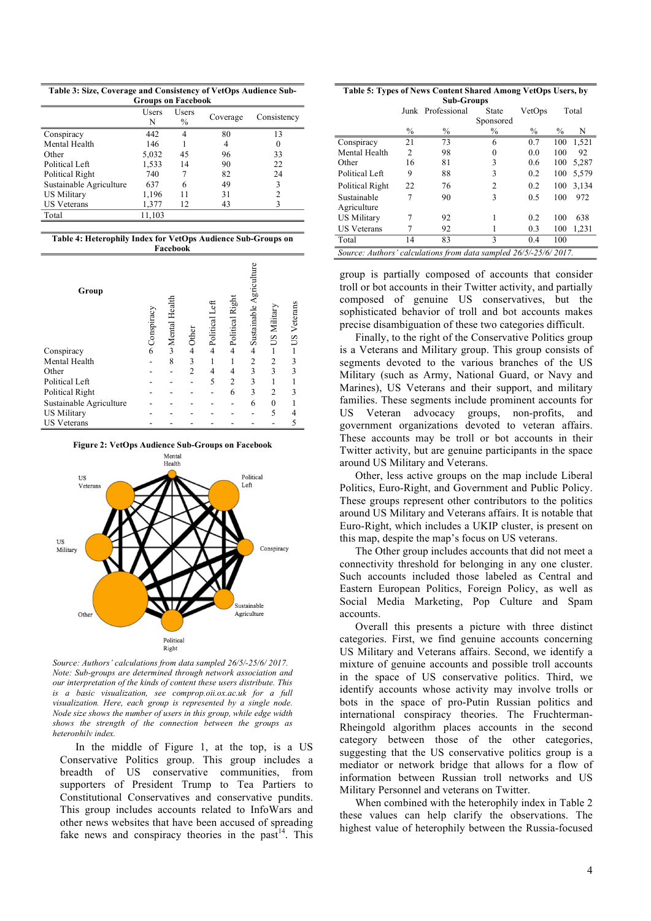**Table 3: Size, Coverage and Consistency of VetOps Audience Sub-Groups on Facebook**

| | Users N | Users % | Coverage | Consistency |
|---|---|---|---|---|
| Conspiracy | 442 | 4 | 80 | 13 |
| Mental Health | 146 | 1 | 4 | 0 |
| Other | 5,032 | 45 | 96 | 33 |
| Political Left | 1,533 | 14 | 90 | 22 |
| Political Right | 740 | 7 | 82 | 24 |
| Sustainable Agriculture | 637 | 6 | 49 | 3 |
| US Military | 1,196 | 11 | 31 | 2 |
| US Veterans | 1,377 | 12 | 43 | 3 |
| Total | 11,103 | | | |

**Table 4: Heterophily Index for VetOps Audience Sub-Groups on Facebook**

| Group | Conspiracy | Mental Health | Other | Political Left | Political Right | Sustainable Agriculture | US Military | US Veterans |
|---|---|---|---|---|---|---|---|---|
| Conspiracy | 6 | 3 | 4 | 4 | 4 | 4 | 1 | 1 |
| Mental Health | - | 8 | 3 | 1 | 1 | 2 | 2 | 3 |
| Other | - | - | 2 | 4 | 4 | 3 | 3 | 3 |
| Political Left | - | - | - | 5 | 2 | 3 | 1 | 1 |
| Political Right | - | - | - | - | 6 | 3 | 2 | 3 |
| Sustainable Agriculture | - | - | - | - | - | 6 | 0 | 1 |
| US Military | - | - | - | - | - | - | 5 | 4 |
| US Veterans | - | - | - | - | - | - | - | 5 |

**Figure 2: VetOps Audience Sub-Groups on Facebook**

*Source: Authors' calculations from data sampled 26/5/-25/6/ 2017.*
*Note: Sub-groups are determined through network association and our interpretation of the kinds of content these users distribute. This is a basic visualization, see comprop.oii.ox.ac.uk for a full visualization. Here, each group is represented by a single node. Node size shows the number of users in this group, while edge width shows the strength of the connection between the groups as heterophily index.*

In the middle of Figure 1, at the top, is a US Conservative Politics group. This group includes a breadth of US conservative communities, from supporters of President Trump to Tea Parties to Constitutional Conservatives and conservative pundits. This group includes accounts related to InfoWars and other news websites that have been accused of spreading fake news and conspiracy theories in the past[14]. This

**Table 5: Types of News Content Shared Among VetOps Users, by Sub-Groups**

| | Junk | Professional | State Sponsored | VetOps | Total | |
|---|---|---|---|---|---|---|
| | % | % | % | % | % | N |
| Conspiracy | 21 | 73 | 6 | 0.7 | 100 | 1,521 |
| Mental Health | 2 | 98 | 0 | 0.0 | 100 | 92 |
| Other | 16 | 81 | 3 | 0.6 | 100 | 5,287 |
| Political Left | 9 | 88 | 3 | 0.2 | 100 | 5,579 |
| Political Right | 22 | 76 | 2 | 0.2 | 100 | 3,134 |
| Sustainable Agriculture | 7 | 90 | 3 | 0.5 | 100 | 972 |
| US Military | 7 | 92 | 1 | 0.2 | 100 | 638 |
| US Veterans | 7 | 92 | 1 | 0.3 | 100 | 1,231 |
| Total | 14 | 83 | 3 | 0.4 | 100 | |

*Source: Authors' calculations from data sampled 26/5/-25/6/ 2017.*

group is partially composed of accounts that consider troll or bot accounts in their Twitter activity, and partially composed of genuine US conservatives, but the sophisticated behavior of troll and bot accounts makes precise disambiguation of these two categories difficult.

Finally, to the right of the Conservative Politics group is a Veterans and Military group. This group consists of segments devoted to the various branches of the US Military (such as Army, National Guard, or Navy and Marines), US Veterans and their support, and military families. These segments include prominent accounts for US Veteran advocacy groups, non-profits, and government organizations devoted to veteran affairs. These accounts may be troll or bot accounts in their Twitter activity, but are genuine participants in the space around US Military and Veterans.

Other, less active groups on the map include Liberal Politics, Euro-Right, and Government and Public Policy. These groups represent other contributors to the politics around US Military and Veterans affairs. It is notable that Euro-Right, which includes a UKIP cluster, is present on this map, despite the map's focus on US veterans.

The Other group includes accounts that did not meet a connectivity threshold for belonging in any one cluster. Such accounts included those labeled as Central and Eastern European Politics, Foreign Policy, as well as Social Media Marketing, Pop Culture and Spam accounts.

Overall this presents a picture with three distinct categories. First, we find genuine accounts concerning US Military and Veterans affairs. Second, we identify a mixture of genuine accounts and possible troll accounts in the space of US conservative politics. Third, we identify accounts whose activity may involve trolls or bots in the space of pro-Putin Russian politics and international conspiracy theories. The Fruchterman-Rheingold algorithm places accounts in the second category between those of the other categories, suggesting that the US conservative politics group is a mediator or network bridge that allows for a flow of information between Russian troll networks and US Military Personnel and veterans on Twitter.

When combined with the heterophily index in Table 2 these values can help clarify the observations. The highest value of heterophily between the Russia-focused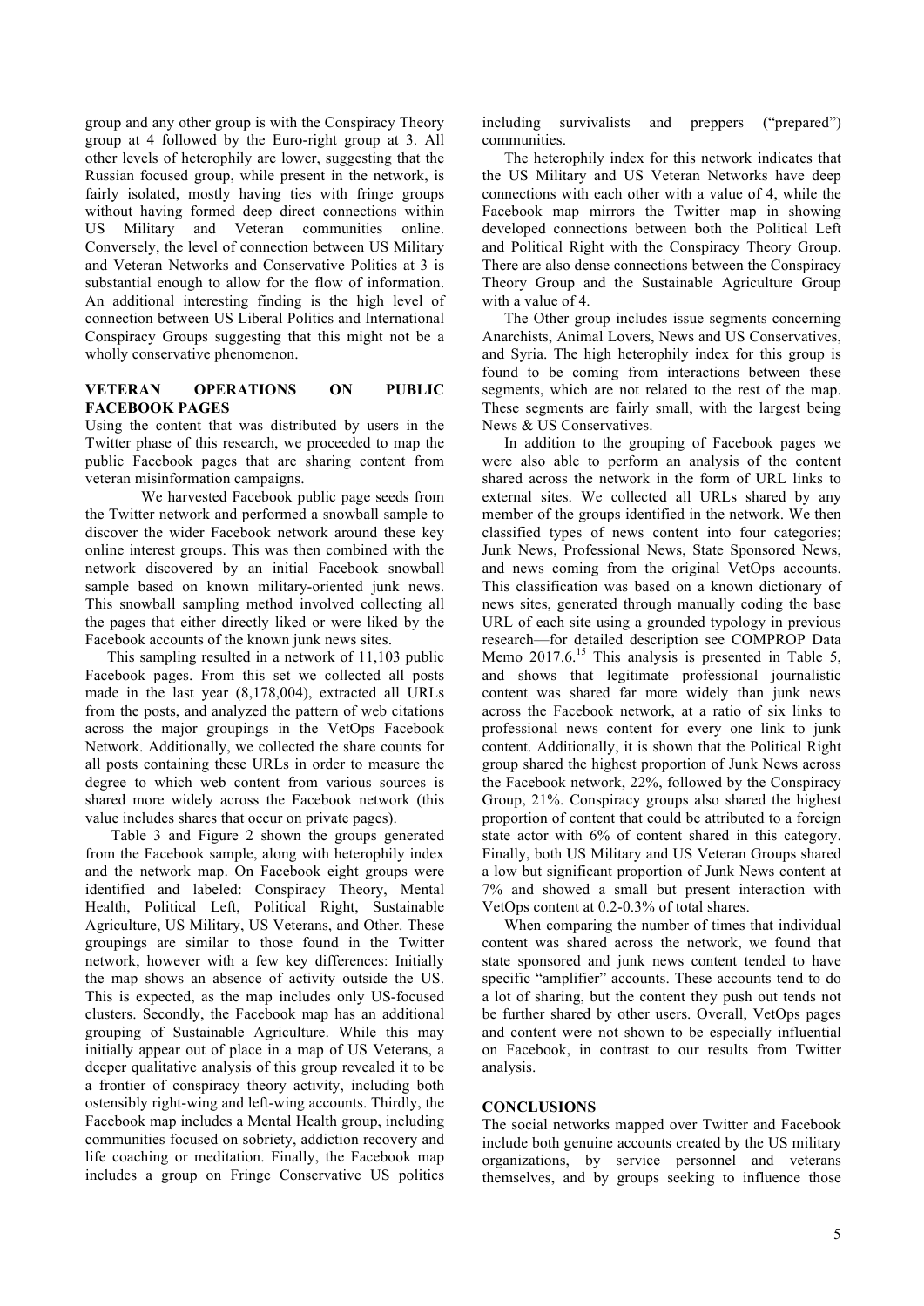group and any other group is with the Conspiracy Theory group at 4 followed by the Euro-right group at 3. All other levels of heterophily are lower, suggesting that the Russian focused group, while present in the network, is fairly isolated, mostly having ties with fringe groups without having formed deep direct connections within US Military and Veteran communities online. Conversely, the level of connection between US Military and Veteran Networks and Conservative Politics at 3 is substantial enough to allow for the flow of information. An additional interesting finding is the high level of connection between US Liberal Politics and International Conspiracy Groups suggesting that this might not be a wholly conservative phenomenon.

## VETERAN OPERATIONS ON PUBLIC FACEBOOK PAGES

Using the content that was distributed by users in the Twitter phase of this research, we proceeded to map the public Facebook pages that are sharing content from veteran misinformation campaigns.

We harvested Facebook public page seeds from the Twitter network and performed a snowball sample to discover the wider Facebook network around these key online interest groups. This was then combined with the network discovered by an initial Facebook snowball sample based on known military-oriented junk news. This snowball sampling method involved collecting all the pages that either directly liked or were liked by the Facebook accounts of the known junk news sites.

This sampling resulted in a network of 11,103 public Facebook pages. From this set we collected all posts made in the last year (8,178,004), extracted all URLs from the posts, and analyzed the pattern of web citations across the major groupings in the VetOps Facebook Network. Additionally, we collected the share counts for all posts containing these URLs in order to measure the degree to which web content from various sources is shared more widely across the Facebook network (this value includes shares that occur on private pages).

Table 3 and Figure 2 shown the groups generated from the Facebook sample, along with heterophily index and the network map. On Facebook eight groups were identified and labeled: Conspiracy Theory, Mental Health, Political Left, Political Right, Sustainable Agriculture, US Military, US Veterans, and Other. These groupings are similar to those found in the Twitter network, however with a few key differences: Initially the map shows an absence of activity outside the US. This is expected, as the map includes only US-focused clusters. Secondly, the Facebook map has an additional grouping of Sustainable Agriculture. While this may initially appear out of place in a map of US Veterans, a deeper qualitative analysis of this group revealed it to be a frontier of conspiracy theory activity, including both ostensibly right-wing and left-wing accounts. Thirdly, the Facebook map includes a Mental Health group, including communities focused on sobriety, addiction recovery and life coaching or meditation. Finally, the Facebook map includes a group on Fringe Conservative US politics including survivalists and preppers ("prepared") communities.

The heterophily index for this network indicates that the US Military and US Veteran Networks have deep connections with each other with a value of 4, while the Facebook map mirrors the Twitter map in showing developed connections between both the Political Left and Political Right with the Conspiracy Theory Group. There are also dense connections between the Conspiracy Theory Group and the Sustainable Agriculture Group with a value of 4.

The Other group includes issue segments concerning Anarchists, Animal Lovers, News and US Conservatives, and Syria. The high heterophily index for this group is found to be coming from interactions between these segments, which are not related to the rest of the map. These segments are fairly small, with the largest being News & US Conservatives.

In addition to the grouping of Facebook pages we were also able to perform an analysis of the content shared across the network in the form of URL links to external sites. We collected all URLs shared by any member of the groups identified in the network. We then classified types of news content into four categories; Junk News, Professional News, State Sponsored News, and news coming from the original VetOps accounts. This classification was based on a known dictionary of news sites, generated through manually coding the base URL of each site using a grounded typology in previous research—for detailed description see COMPROP Data Memo 2017.6.[15] This analysis is presented in Table 5, and shows that legitimate professional journalistic content was shared far more widely than junk news across the Facebook network, at a ratio of six links to professional news content for every one link to junk content. Additionally, it is shown that the Political Right group shared the highest proportion of Junk News across the Facebook network, 22%, followed by the Conspiracy Group, 21%. Conspiracy groups also shared the highest proportion of content that could be attributed to a foreign state actor with 6% of content shared in this category. Finally, both US Military and US Veteran Groups shared a low but significant proportion of Junk News content at 7% and showed a small but present interaction with VetOps content at 0.2-0.3% of total shares.

When comparing the number of times that individual content was shared across the network, we found that state sponsored and junk news content tended to have specific "amplifier" accounts. These accounts tend to do a lot of sharing, but the content they push out tends not be further shared by other users. Overall, VetOps pages and content were not shown to be especially influential on Facebook, in contrast to our results from Twitter analysis.

## CONCLUSIONS

The social networks mapped over Twitter and Facebook include both genuine accounts created by the US military organizations, by service personnel and veterans themselves, and by groups seeking to influence those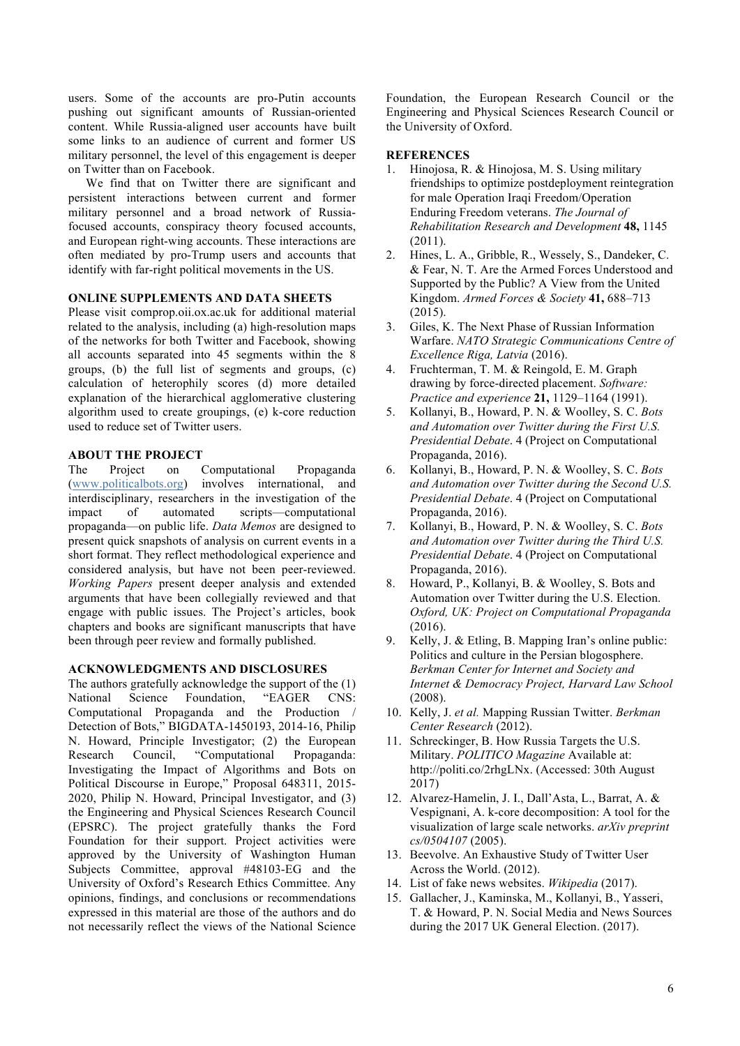users. Some of the accounts are pro-Putin accounts pushing out significant amounts of Russian-oriented content. While Russia-aligned user accounts have built some links to an audience of current and former US military personnel, the level of this engagement is deeper on Twitter than on Facebook.

We find that on Twitter there are significant and persistent interactions between current and former military personnel and a broad network of Russia-focused accounts, conspiracy theory focused accounts, and European right-wing accounts. These interactions are often mediated by pro-Trump users and accounts that identify with far-right political movements in the US.

## ONLINE SUPPLEMENTS AND DATA SHEETS

Please visit comprop.oii.ox.ac.uk for additional material related to the analysis, including (a) high-resolution maps of the networks for both Twitter and Facebook, showing all accounts separated into 45 segments within the 8 groups, (b) the full list of segments and groups, (c) calculation of heterophily scores (d) more detailed explanation of the hierarchical agglomerative clustering algorithm used to create groupings, (e) k-core reduction used to reduce set of Twitter users.

## ABOUT THE PROJECT

The Project on Computational Propaganda (www.politicalbots.org) involves international, and interdisciplinary, researchers in the investigation of the impact of automated scripts—computational propaganda—on public life. *Data Memos* are designed to present quick snapshots of analysis on current events in a short format. They reflect methodological experience and considered analysis, but have not been peer-reviewed. *Working Papers* present deeper analysis and extended arguments that have been collegially reviewed and that engage with public issues. The Project's articles, book chapters and books are significant manuscripts that have been through peer review and formally published.

## ACKNOWLEDGMENTS AND DISCLOSURES

The authors gratefully acknowledge the support of the (1) National Science Foundation, "EAGER CNS: Computational Propaganda and the Production / Detection of Bots," BIGDATA-1450193, 2014-16, Philip N. Howard, Principle Investigator; (2) the European Research Council, "Computational Propaganda: Investigating the Impact of Algorithms and Bots on Political Discourse in Europe," Proposal 648311, 2015-2020, Philip N. Howard, Principal Investigator, and (3) the Engineering and Physical Sciences Research Council (EPSRC). The project gratefully thanks the Ford Foundation for their support. Project activities were approved by the University of Washington Human Subjects Committee, approval #48103-EG and the University of Oxford's Research Ethics Committee. Any opinions, findings, and conclusions or recommendations expressed in this material are those of the authors and do not necessarily reflect the views of the National Science Foundation, the European Research Council or the Engineering and Physical Sciences Research Council or the University of Oxford.

## REFERENCES

1. Hinojosa, R. & Hinojosa, M. S. Using military friendships to optimize postdeployment reintegration for male Operation Iraqi Freedom/Operation Enduring Freedom veterans. *The Journal of Rehabilitation Research and Development* **48,** 1145 (2011).
2. Hines, L. A., Gribble, R., Wessely, S., Dandeker, C. & Fear, N. T. Are the Armed Forces Understood and Supported by the Public? A View from the United Kingdom. *Armed Forces & Society* **41,** 688–713 (2015).
3. Giles, K. The Next Phase of Russian Information Warfare. *NATO Strategic Communications Centre of Excellence Riga, Latvia* (2016).
4. Fruchterman, T. M. & Reingold, E. M. Graph drawing by force-directed placement. *Software: Practice and experience* **21,** 1129–1164 (1991).
5. Kollanyi, B., Howard, P. N. & Woolley, S. C. *Bots and Automation over Twitter during the First U.S. Presidential Debate*. 4 (Project on Computational Propaganda, 2016).
6. Kollanyi, B., Howard, P. N. & Woolley, S. C. *Bots and Automation over Twitter during the Second U.S. Presidential Debate*. 4 (Project on Computational Propaganda, 2016).
7. Kollanyi, B., Howard, P. N. & Woolley, S. C. *Bots and Automation over Twitter during the Third U.S. Presidential Debate*. 4 (Project on Computational Propaganda, 2016).
8. Howard, P., Kollanyi, B. & Woolley, S. Bots and Automation over Twitter during the U.S. Election. *Oxford, UK: Project on Computational Propaganda* (2016).
9. Kelly, J. & Etling, B. Mapping Iran's online public: Politics and culture in the Persian blogosphere. *Berkman Center for Internet and Society and Internet & Democracy Project, Harvard Law School* (2008).
10. Kelly, J. *et al.* Mapping Russian Twitter. *Berkman Center Research* (2012).
11. Schreckinger, B. How Russia Targets the U.S. Military. *POLITICO Magazine* Available at: http://politi.co/2rhgLNx. (Accessed: 30th August 2017)
12. Alvarez-Hamelin, J. I., Dall'Asta, L., Barrat, A. & Vespignani, A. k-core decomposition: A tool for the visualization of large scale networks. *arXiv preprint cs/0504107* (2005).
13. Beevolve. An Exhaustive Study of Twitter User Across the World. (2012).
14. List of fake news websites. *Wikipedia* (2017).
15. Gallacher, J., Kaminska, M., Kollanyi, B., Yasseri, T. & Howard, P. N. Social Media and News Sources during the 2017 UK General Election. (2017).